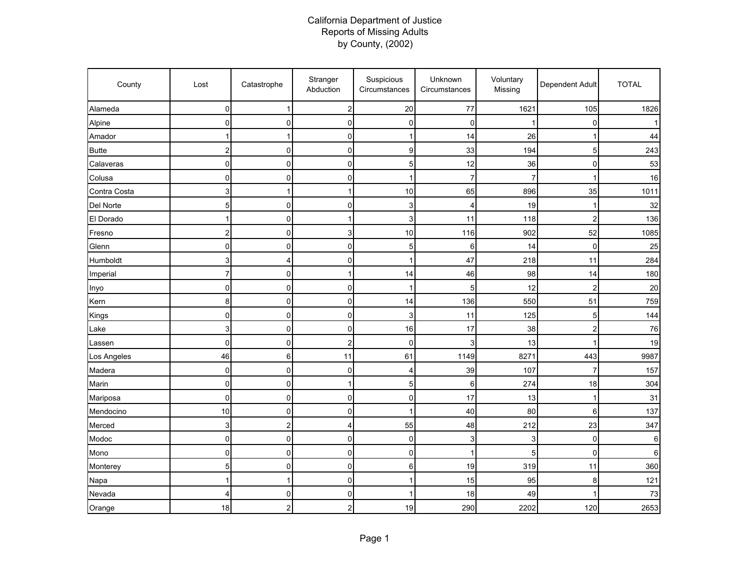# California Department of Justice
## Reports of Missing Adults
### by County, (2002)

| County | Lost | Catastrophe | Stranger Abduction | Suspicious Circumstances | Unknown Circumstances | Voluntary Missing | Dependent Adult | TOTAL |
|---|---|---|---|---|---|---|---|---|
| Alameda | 0 | 1 | 2 | 20 | 77 | 1621 | 105 | 1826 |
| Alpine | 0 | 0 | 0 | 0 | 0 | 1 | 0 | 1 |
| Amador | 1 | 1 | 0 | 1 | 14 | 26 | 1 | 44 |
| Butte | 2 | 0 | 0 | 9 | 33 | 194 | 5 | 243 |
| Calaveras | 0 | 0 | 0 | 5 | 12 | 36 | 0 | 53 |
| Colusa | 0 | 0 | 0 | 1 | 7 | 7 | 1 | 16 |
| Contra Costa | 3 | 1 | 1 | 10 | 65 | 896 | 35 | 1011 |
| Del Norte | 5 | 0 | 0 | 3 | 4 | 19 | 1 | 32 |
| El Dorado | 1 | 0 | 1 | 3 | 11 | 118 | 2 | 136 |
| Fresno | 2 | 0 | 3 | 10 | 116 | 902 | 52 | 1085 |
| Glenn | 0 | 0 | 0 | 5 | 6 | 14 | 0 | 25 |
| Humboldt | 3 | 4 | 0 | 1 | 47 | 218 | 11 | 284 |
| Imperial | 7 | 0 | 1 | 14 | 46 | 98 | 14 | 180 |
| Inyo | 0 | 0 | 0 | 1 | 5 | 12 | 2 | 20 |
| Kern | 8 | 0 | 0 | 14 | 136 | 550 | 51 | 759 |
| Kings | 0 | 0 | 0 | 3 | 11 | 125 | 5 | 144 |
| Lake | 3 | 0 | 0 | 16 | 17 | 38 | 2 | 76 |
| Lassen | 0 | 0 | 2 | 0 | 3 | 13 | 1 | 19 |
| Los Angeles | 46 | 6 | 11 | 61 | 1149 | 8271 | 443 | 9987 |
| Madera | 0 | 0 | 0 | 4 | 39 | 107 | 7 | 157 |
| Marin | 0 | 0 | 1 | 5 | 6 | 274 | 18 | 304 |
| Mariposa | 0 | 0 | 0 | 0 | 17 | 13 | 1 | 31 |
| Mendocino | 10 | 0 | 0 | 1 | 40 | 80 | 6 | 137 |
| Merced | 3 | 2 | 4 | 55 | 48 | 212 | 23 | 347 |
| Modoc | 0 | 0 | 0 | 0 | 3 | 3 | 0 | 6 |
| Mono | 0 | 0 | 0 | 0 | 1 | 5 | 0 | 6 |
| Monterey | 5 | 0 | 0 | 6 | 19 | 319 | 11 | 360 |
| Napa | 1 | 1 | 0 | 1 | 15 | 95 | 8 | 121 |
| Nevada | 4 | 0 | 0 | 1 | 18 | 49 | 1 | 73 |
| Orange | 18 | 2 | 2 | 19 | 290 | 2202 | 120 | 2653 |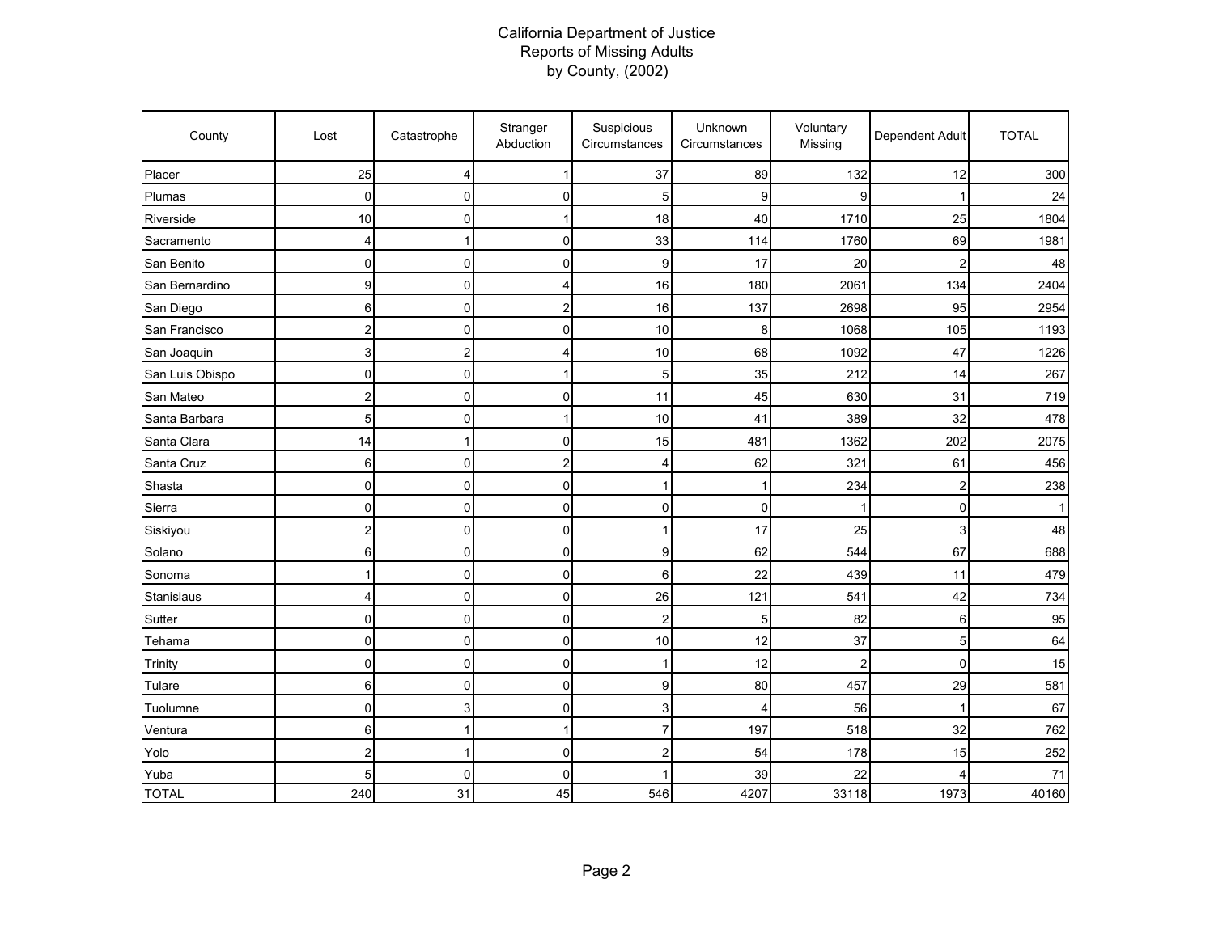California Department of Justice
Reports of Missing Adults
by County, (2002)

| County | Lost | Catastrophe | Stranger Abduction | Suspicious Circumstances | Unknown Circumstances | Voluntary Missing | Dependent Adult | TOTAL |
|---|---|---|---|---|---|---|---|---|
| Placer | 25 | 4 | 1 | 37 | 89 | 132 | 12 | 300 |
| Plumas | 0 | 0 | 0 | 5 | 9 | 9 | 1 | 24 |
| Riverside | 10 | 0 | 1 | 18 | 40 | 1710 | 25 | 1804 |
| Sacramento | 4 | 1 | 0 | 33 | 114 | 1760 | 69 | 1981 |
| San Benito | 0 | 0 | 0 | 9 | 17 | 20 | 2 | 48 |
| San Bernardino | 9 | 0 | 4 | 16 | 180 | 2061 | 134 | 2404 |
| San Diego | 6 | 0 | 2 | 16 | 137 | 2698 | 95 | 2954 |
| San Francisco | 2 | 0 | 0 | 10 | 8 | 1068 | 105 | 1193 |
| San Joaquin | 3 | 2 | 4 | 10 | 68 | 1092 | 47 | 1226 |
| San Luis Obispo | 0 | 0 | 1 | 5 | 35 | 212 | 14 | 267 |
| San Mateo | 2 | 0 | 0 | 11 | 45 | 630 | 31 | 719 |
| Santa Barbara | 5 | 0 | 1 | 10 | 41 | 389 | 32 | 478 |
| Santa Clara | 14 | 1 | 0 | 15 | 481 | 1362 | 202 | 2075 |
| Santa Cruz | 6 | 0 | 2 | 4 | 62 | 321 | 61 | 456 |
| Shasta | 0 | 0 | 0 | 1 | 1 | 234 | 2 | 238 |
| Sierra | 0 | 0 | 0 | 0 | 0 | 1 | 0 | 1 |
| Siskiyou | 2 | 0 | 0 | 1 | 17 | 25 | 3 | 48 |
| Solano | 6 | 0 | 0 | 9 | 62 | 544 | 67 | 688 |
| Sonoma | 1 | 0 | 0 | 6 | 22 | 439 | 11 | 479 |
| Stanislaus | 4 | 0 | 0 | 26 | 121 | 541 | 42 | 734 |
| Sutter | 0 | 0 | 0 | 2 | 5 | 82 | 6 | 95 |
| Tehama | 0 | 0 | 0 | 10 | 12 | 37 | 5 | 64 |
| Trinity | 0 | 0 | 0 | 1 | 12 | 2 | 0 | 15 |
| Tulare | 6 | 0 | 0 | 9 | 80 | 457 | 29 | 581 |
| Tuolumne | 0 | 3 | 0 | 3 | 4 | 56 | 1 | 67 |
| Ventura | 6 | 1 | 1 | 7 | 197 | 518 | 32 | 762 |
| Yolo | 2 | 1 | 0 | 2 | 54 | 178 | 15 | 252 |
| Yuba | 5 | 0 | 0 | 1 | 39 | 22 | 4 | 71 |
| TOTAL | 240 | 31 | 45 | 546 | 4207 | 33118 | 1973 | 40160 |